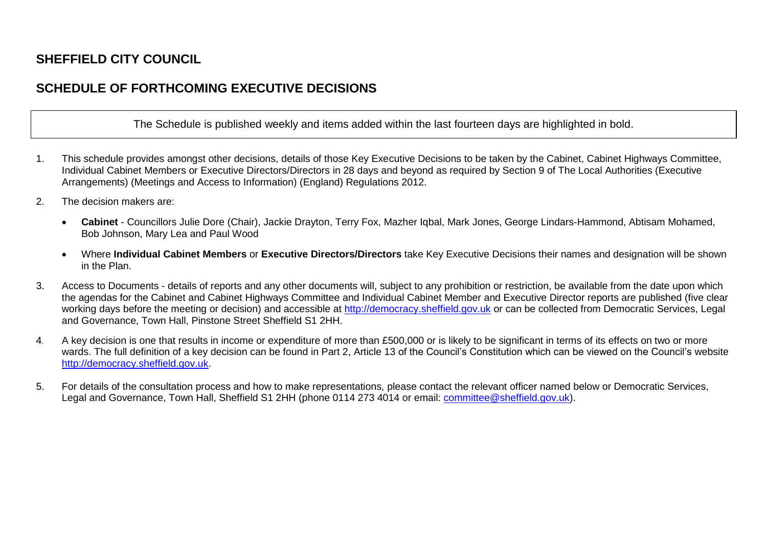# SHEFFIELD CITY COUNCIL

## SCHEDULE OF FORTHCOMING EXECUTIVE DECISIONS

The Schedule is published weekly and items added within the last fourteen days are highlighted in bold.

1. This schedule provides amongst other decisions, details of those Key Executive Decisions to be taken by the Cabinet, Cabinet Highways Committee, Individual Cabinet Members or Executive Directors/Directors in 28 days and beyond as required by Section 9 of The Local Authorities (Executive Arrangements) (Meetings and Access to Information) (England) Regulations 2012.

2. The decision makers are:

   - **Cabinet** - Councillors Julie Dore (Chair), Jackie Drayton, Terry Fox, Mazher Iqbal, Mark Jones, George Lindars-Hammond, Abtisam Mohamed, Bob Johnson, Mary Lea and Paul Wood

   - Where **Individual Cabinet Members** or **Executive Directors/Directors** take Key Executive Decisions their names and designation will be shown in the Plan.

3. Access to Documents - details of reports and any other documents will, subject to any prohibition or restriction, be available from the date upon which the agendas for the Cabinet and Cabinet Highways Committee and Individual Cabinet Member and Executive Director reports are published (five clear working days before the meeting or decision) and accessible at http://democracy.sheffield.gov.uk or can be collected from Democratic Services, Legal and Governance, Town Hall, Pinstone Street Sheffield S1 2HH.

4. A key decision is one that results in income or expenditure of more than £500,000 or is likely to be significant in terms of its effects on two or more wards. The full definition of a key decision can be found in Part 2, Article 13 of the Council's Constitution which can be viewed on the Council's website http://democracy.sheffield.gov.uk.

5. For details of the consultation process and how to make representations, please contact the relevant officer named below or Democratic Services, Legal and Governance, Town Hall, Sheffield S1 2HH (phone 0114 273 4014 or email: committee@sheffield.gov.uk).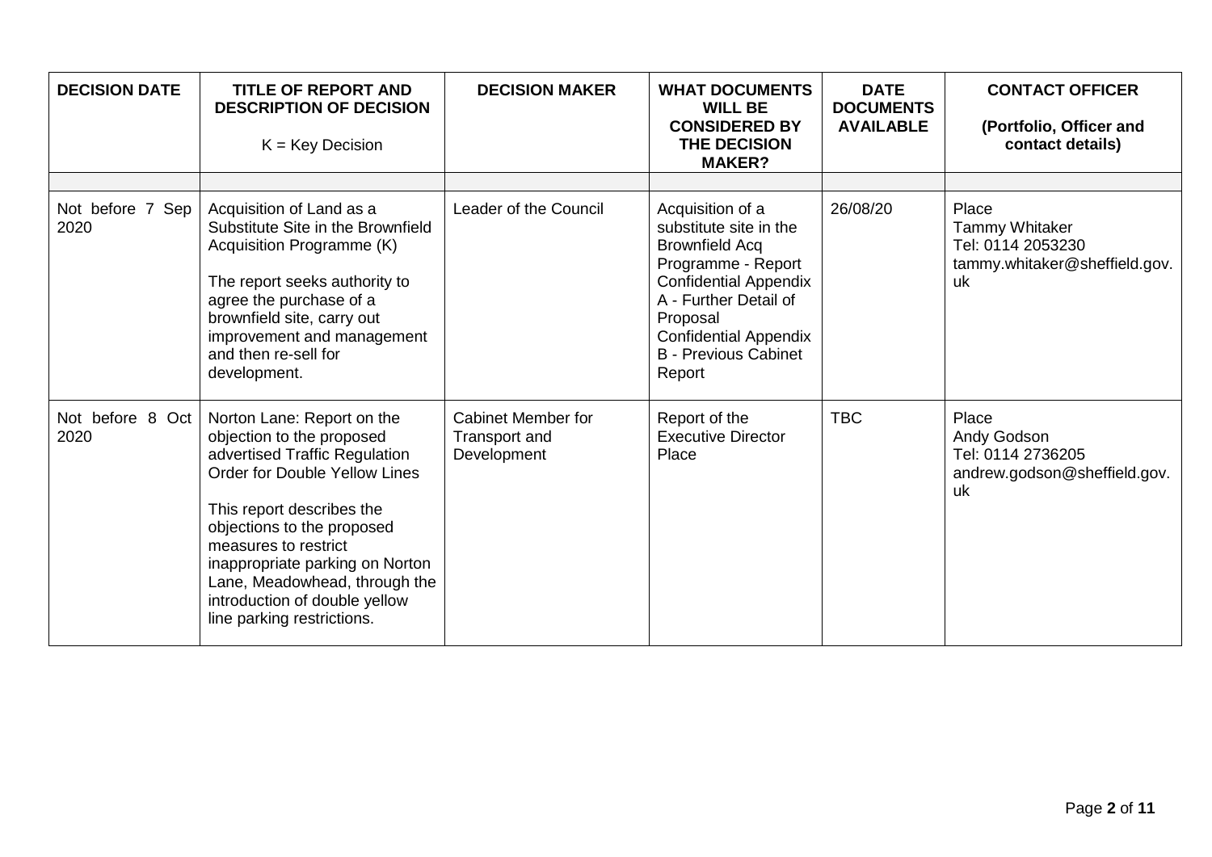| DECISION DATE | TITLE OF REPORT AND DESCRIPTION OF DECISION<br><br>K = Key Decision | DECISION MAKER | WHAT DOCUMENTS WILL BE CONSIDERED BY THE DECISION MAKER? | DATE DOCUMENTS AVAILABLE | CONTACT OFFICER<br><br>(Portfolio, Officer and contact details) |
|---|---|---|---|---|---|
| | | | | | |
| Not before 7 Sep 2020 | Acquisition of Land as a Substitute Site in the Brownfield Acquisition Programme (K)<br><br>The report seeks authority to agree the purchase of a brownfield site, carry out improvement and management and then re-sell for development. | Leader of the Council | Acquisition of a substitute site in the Brownfield Acq Programme - Report<br>Confidential Appendix A - Further Detail of Proposal<br>Confidential Appendix B - Previous Cabinet Report | 26/08/20 | Place<br>Tammy Whitaker<br>Tel: 0114 2053230<br>tammy.whitaker@sheffield.gov.uk |
| Not before 8 Oct 2020 | Norton Lane: Report on the objection to the proposed advertised Traffic Regulation Order for Double Yellow Lines<br><br>This report describes the objections to the proposed measures to restrict inappropriate parking on Norton Lane, Meadowhead, through the introduction of double yellow line parking restrictions. | Cabinet Member for Transport and Development | Report of the Executive Director Place | TBC | Place<br>Andy Godson<br>Tel: 0114 2736205<br>andrew.godson@sheffield.gov.uk |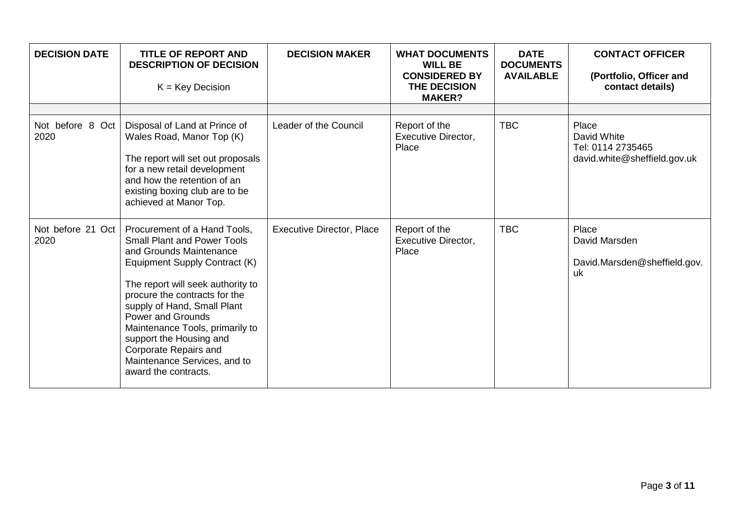| DECISION DATE | TITLE OF REPORT AND DESCRIPTION OF DECISION<br><br>K = Key Decision | DECISION MAKER | WHAT DOCUMENTS WILL BE CONSIDERED BY THE DECISION MAKER? | DATE DOCUMENTS AVAILABLE | CONTACT OFFICER<br><br>(Portfolio, Officer and contact details) |
|---|---|---|---|---|---|
| | | | | | |
| Not before 8 Oct 2020 | Disposal of Land at Prince of Wales Road, Manor Top (K)<br><br>The report will set out proposals for a new retail development and how the retention of an existing boxing club are to be achieved at Manor Top. | Leader of the Council | Report of the Executive Director, Place | TBC | Place<br>David White<br>Tel: 0114 2735465<br>david.white@sheffield.gov.uk |
| Not before 21 Oct 2020 | Procurement of a Hand Tools, Small Plant and Power Tools and Grounds Maintenance Equipment Supply Contract (K)<br><br>The report will seek authority to procure the contracts for the supply of Hand, Small Plant Power and Grounds Maintenance Tools, primarily to support the Housing and Corporate Repairs and Maintenance Services, and to award the contracts. | Executive Director, Place | Report of the Executive Director, Place | TBC | Place<br>David Marsden<br><br>David.Marsden@sheffield.gov.uk |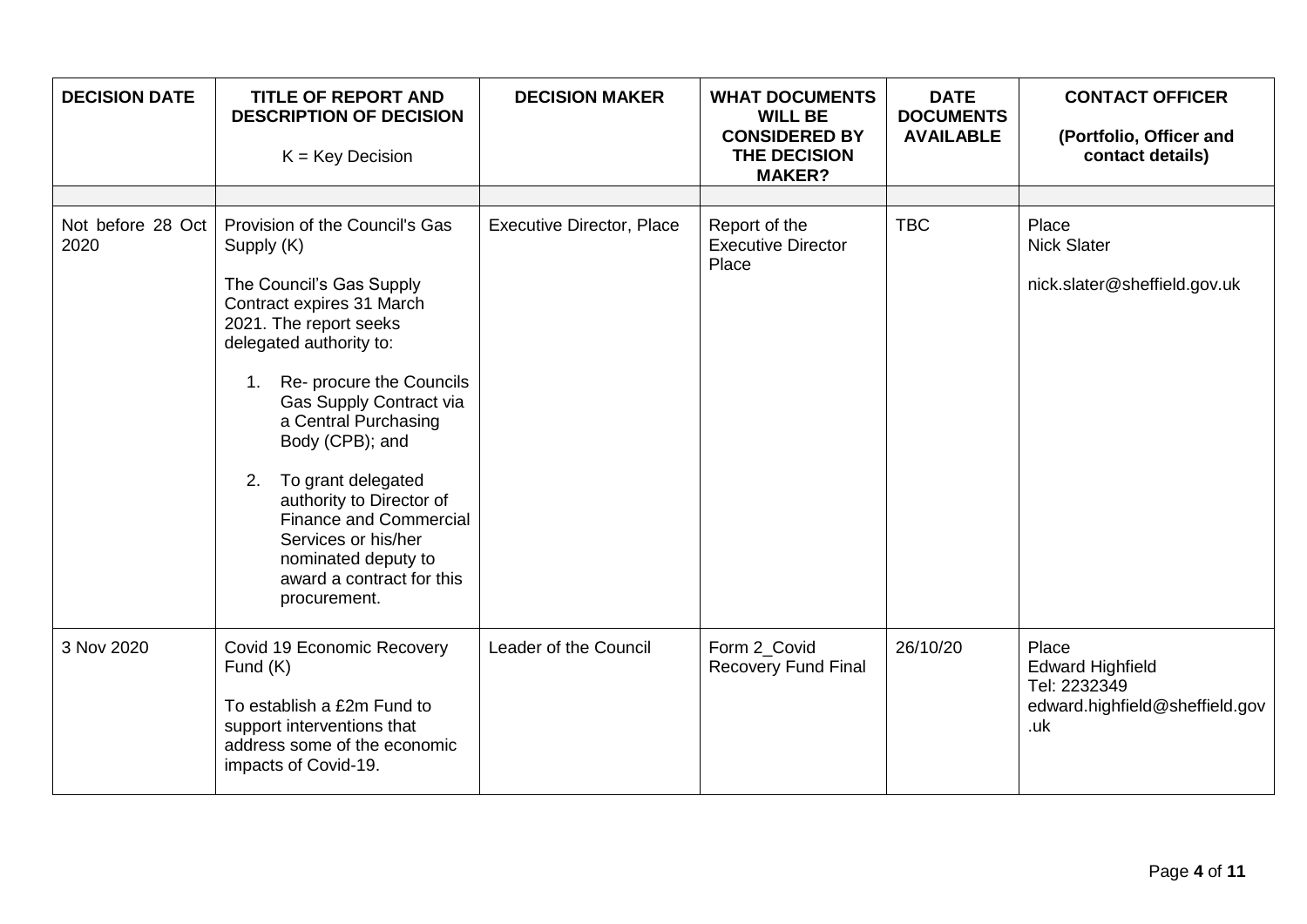| DECISION DATE | TITLE OF REPORT AND DESCRIPTION OF DECISION<br><br>K = Key Decision | DECISION MAKER | WHAT DOCUMENTS WILL BE CONSIDERED BY THE DECISION MAKER? | DATE DOCUMENTS AVAILABLE | CONTACT OFFICER<br><br>(Portfolio, Officer and contact details) |
|---|---|---|---|---|---|
| | | | | | |
| Not before 28 Oct 2020 | Provision of the Council's Gas Supply (K)<br><br>The Council's Gas Supply Contract expires 31 March 2021. The report seeks delegated authority to:<br><br>1. Re- procure the Councils Gas Supply Contract via a Central Purchasing Body (CPB); and<br><br>2. To grant delegated authority to Director of Finance and Commercial Services or his/her nominated deputy to award a contract for this procurement. | Executive Director, Place | Report of the Executive Director Place | TBC | Place<br>Nick Slater<br><br>nick.slater@sheffield.gov.uk |
| 3 Nov 2020 | Covid 19 Economic Recovery Fund (K)<br><br>To establish a £2m Fund to support interventions that address some of the economic impacts of Covid-19. | Leader of the Council | Form 2_Covid Recovery Fund Final | 26/10/20 | Place<br>Edward Highfield<br>Tel: 2232349<br>edward.highfield@sheffield.gov.uk |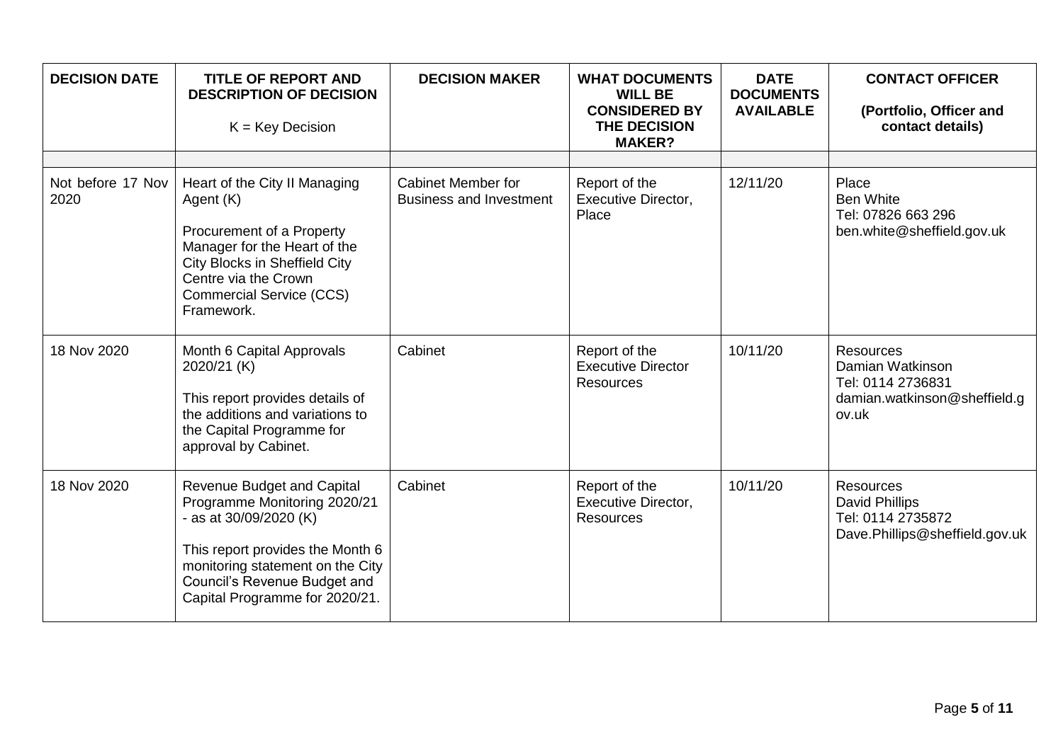| DECISION DATE | TITLE OF REPORT AND DESCRIPTION OF DECISION<br><br>K = Key Decision | DECISION MAKER | WHAT DOCUMENTS WILL BE CONSIDERED BY THE DECISION MAKER? | DATE DOCUMENTS AVAILABLE | CONTACT OFFICER<br><br>(Portfolio, Officer and contact details) |
|---|---|---|---|---|---|
| | | | | | |
| Not before 17 Nov 2020 | Heart of the City II Managing Agent (K)<br><br>Procurement of a Property Manager for the Heart of the City Blocks in Sheffield City Centre via the Crown Commercial Service (CCS) Framework. | Cabinet Member for Business and Investment | Report of the Executive Director, Place | 12/11/20 | Place<br>Ben White<br>Tel: 07826 663 296<br>ben.white@sheffield.gov.uk |
| 18 Nov 2020 | Month 6 Capital Approvals 2020/21 (K)<br><br>This report provides details of the additions and variations to the Capital Programme for approval by Cabinet. | Cabinet | Report of the Executive Director Resources | 10/11/20 | Resources<br>Damian Watkinson<br>Tel: 0114 2736831<br>damian.watkinson@sheffield.gov.uk |
| 18 Nov 2020 | Revenue Budget and Capital Programme Monitoring 2020/21 - as at 30/09/2020 (K)<br><br>This report provides the Month 6 monitoring statement on the City Council's Revenue Budget and Capital Programme for 2020/21. | Cabinet | Report of the Executive Director, Resources | 10/11/20 | Resources<br>David Phillips<br>Tel: 0114 2735872<br>Dave.Phillips@sheffield.gov.uk |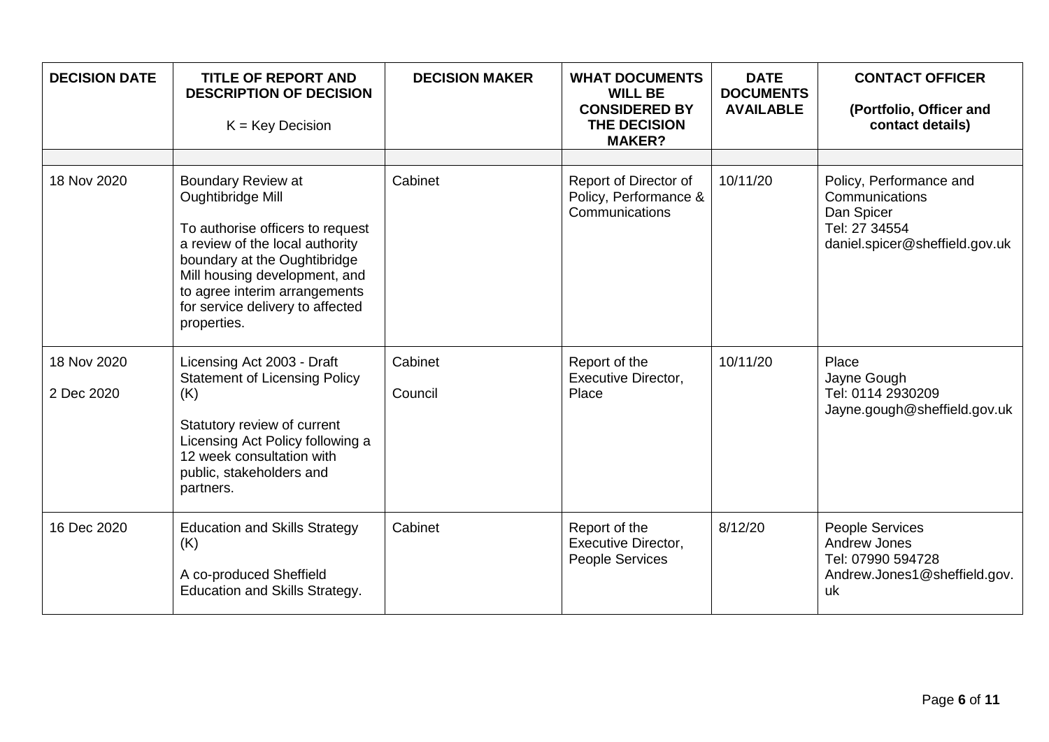| DECISION DATE | TITLE OF REPORT AND DESCRIPTION OF DECISION<br><br>K = Key Decision | DECISION MAKER | WHAT DOCUMENTS WILL BE CONSIDERED BY THE DECISION MAKER? | DATE DOCUMENTS AVAILABLE | CONTACT OFFICER<br><br>(Portfolio, Officer and contact details) |
|---|---|---|---|---|---|
| | | | | | |
| 18 Nov 2020 | Boundary Review at Oughtibridge Mill<br><br>To authorise officers to request a review of the local authority boundary at the Oughtibridge Mill housing development, and to agree interim arrangements for service delivery to affected properties. | Cabinet | Report of Director of Policy, Performance & Communications | 10/11/20 | Policy, Performance and Communications<br>Dan Spicer<br>Tel: 27 34554<br>daniel.spicer@sheffield.gov.uk |
| 18 Nov 2020<br><br>2 Dec 2020 | Licensing Act 2003 - Draft Statement of Licensing Policy (K)<br><br>Statutory review of current Licensing Act Policy following a 12 week consultation with public, stakeholders and partners. | Cabinet<br><br>Council | Report of the Executive Director, Place | 10/11/20 | Place<br>Jayne Gough<br>Tel: 0114 2930209<br>Jayne.gough@sheffield.gov.uk |
| 16 Dec 2020 | Education and Skills Strategy (K)<br><br>A co-produced Sheffield Education and Skills Strategy. | Cabinet | Report of the Executive Director, People Services | 8/12/20 | People Services<br>Andrew Jones<br>Tel: 07990 594728<br>Andrew.Jones1@sheffield.gov.uk |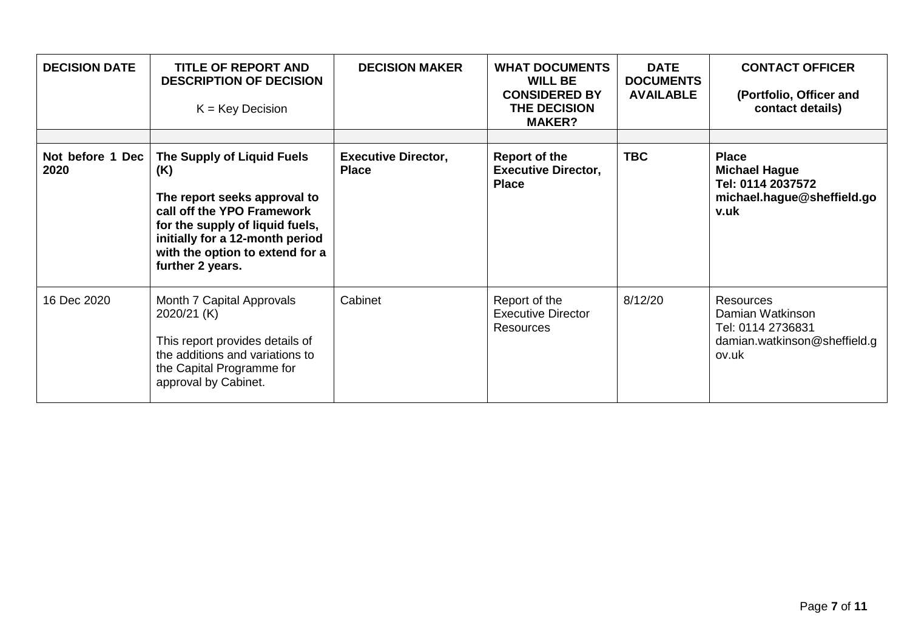| DECISION DATE | TITLE OF REPORT AND DESCRIPTION OF DECISION<br><br>K = Key Decision | DECISION MAKER | WHAT DOCUMENTS WILL BE CONSIDERED BY THE DECISION MAKER? | DATE DOCUMENTS AVAILABLE | CONTACT OFFICER<br><br>(Portfolio, Officer and contact details) |
|---|---|---|---|---|---|
| | | | | | |
| **Not before 1 Dec 2020** | **The Supply of Liquid Fuels (K)**<br><br>**The report seeks approval to call off the YPO Framework for the supply of liquid fuels, initially for a 12-month period with the option to extend for a further 2 years.** | **Executive Director, Place** | **Report of the Executive Director, Place** | **TBC** | **Place**<br>**Michael Hague**<br>**Tel: 0114 2037572**<br>**michael.hague@sheffield.gov.uk** |
| 16 Dec 2020 | Month 7 Capital Approvals 2020/21 (K)<br><br>This report provides details of the additions and variations to the Capital Programme for approval by Cabinet. | Cabinet | Report of the Executive Director Resources | 8/12/20 | Resources<br>Damian Watkinson<br>Tel: 0114 2736831<br>damian.watkinson@sheffield.gov.uk |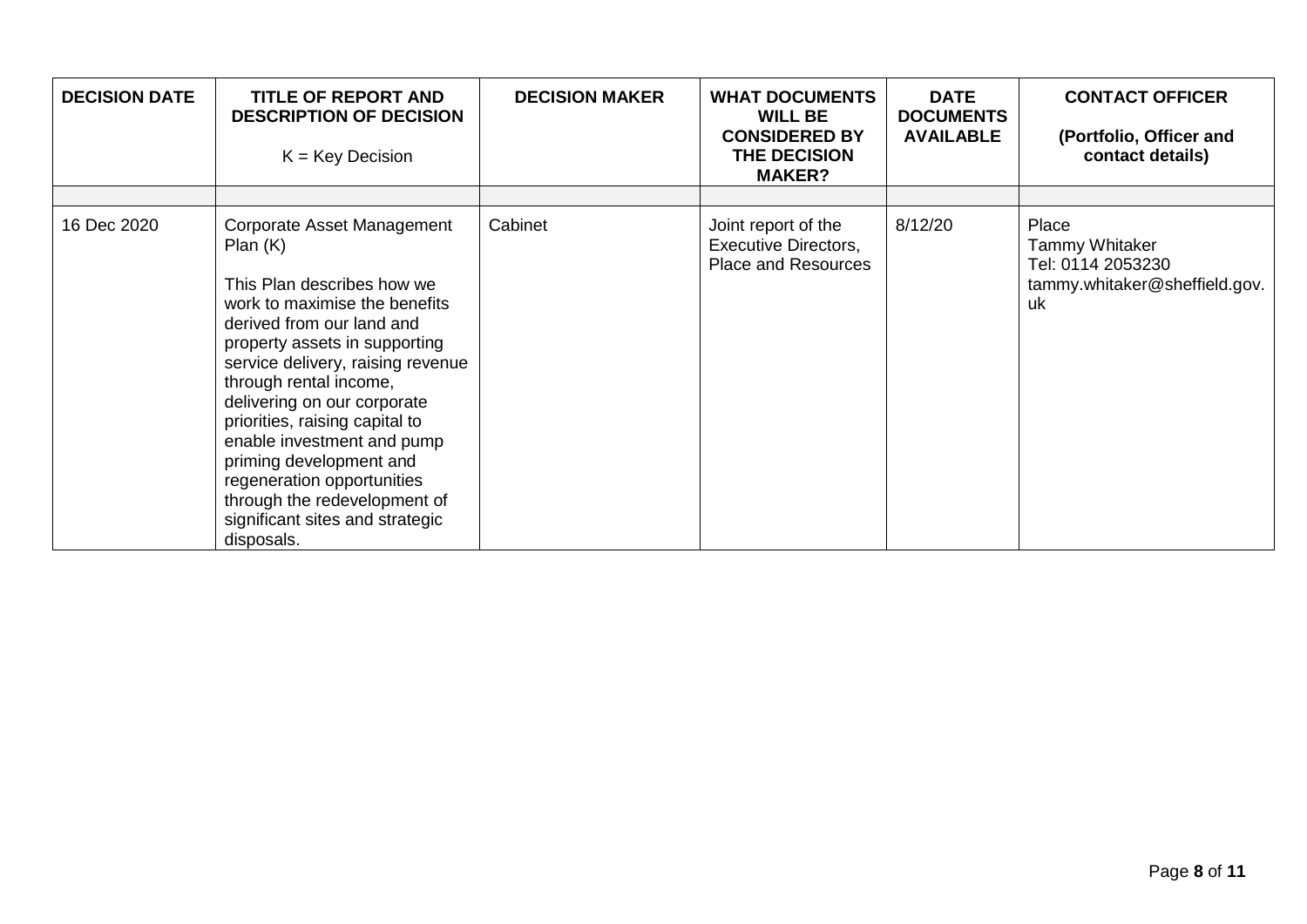| DECISION DATE | TITLE OF REPORT AND DESCRIPTION OF DECISION<br><br>K = Key Decision | DECISION MAKER | WHAT DOCUMENTS WILL BE CONSIDERED BY THE DECISION MAKER? | DATE DOCUMENTS AVAILABLE | CONTACT OFFICER<br><br>(Portfolio, Officer and contact details) |
|---|---|---|---|---|---|
| | | | | | |
| 16 Dec 2020 | Corporate Asset Management Plan (K)<br><br>This Plan describes how we work to maximise the benefits derived from our land and property assets in supporting service delivery, raising revenue through rental income, delivering on our corporate priorities, raising capital to enable investment and pump priming development and regeneration opportunities through the redevelopment of significant sites and strategic disposals. | Cabinet | Joint report of the Executive Directors, Place and Resources | 8/12/20 | Place<br>Tammy Whitaker<br>Tel: 0114 2053230<br>tammy.whitaker@sheffield.gov.uk |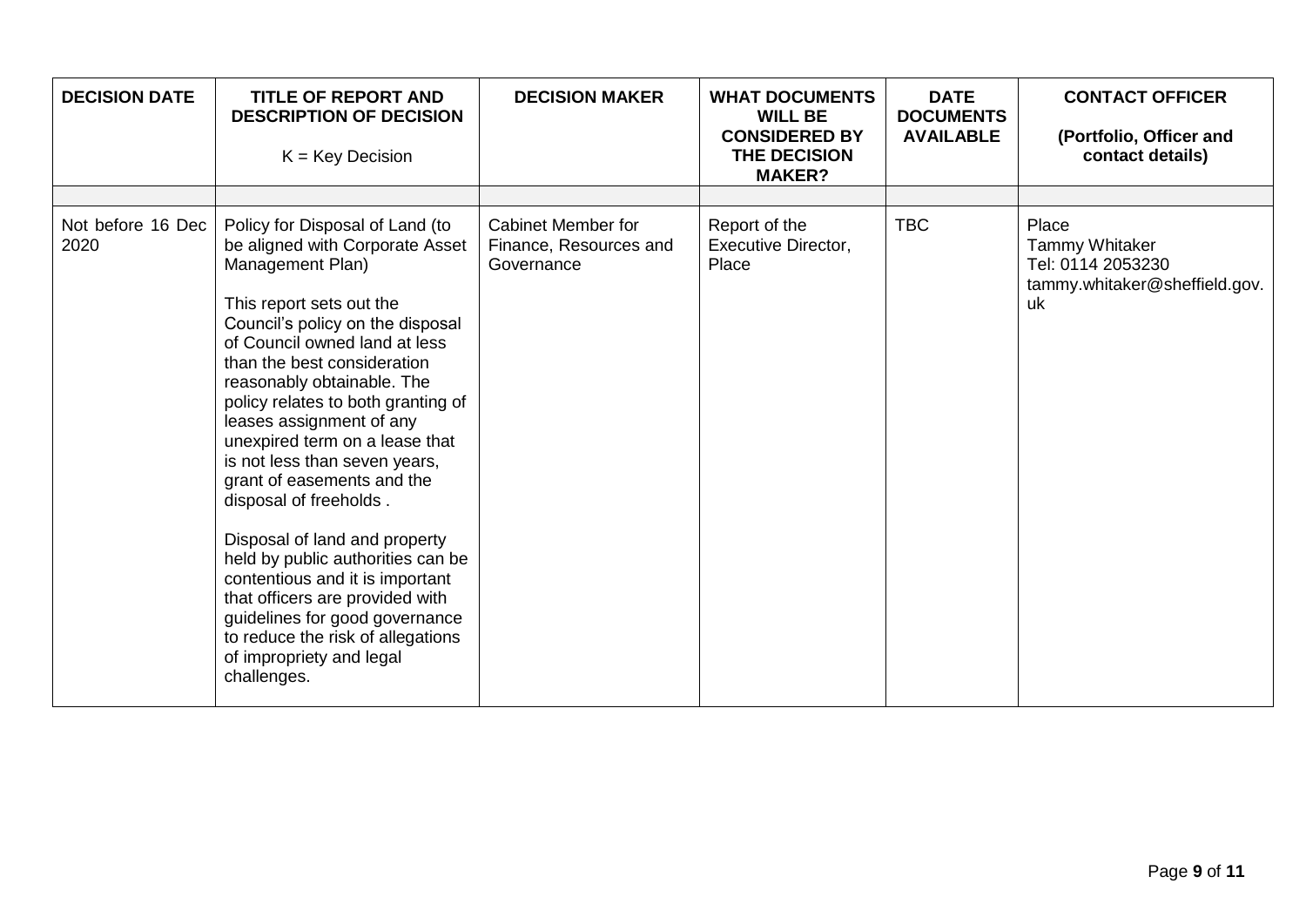| DECISION DATE | TITLE OF REPORT AND DESCRIPTION OF DECISION<br><br>K = Key Decision | DECISION MAKER | WHAT DOCUMENTS WILL BE CONSIDERED BY THE DECISION MAKER? | DATE DOCUMENTS AVAILABLE | CONTACT OFFICER<br><br>(Portfolio, Officer and contact details) |
|---|---|---|---|---|---|
| | | | | | |
| Not before 16 Dec 2020 | Policy for Disposal of Land (to be aligned with Corporate Asset Management Plan)<br><br>This report sets out the Council's policy on the disposal of Council owned land at less than the best consideration reasonably obtainable. The policy relates to both granting of leases assignment of any unexpired term on a lease that is not less than seven years, grant of easements and the disposal of freeholds .<br><br>Disposal of land and property held by public authorities can be contentious and it is important that officers are provided with guidelines for good governance to reduce the risk of allegations of impropriety and legal challenges. | Cabinet Member for Finance, Resources and Governance | Report of the Executive Director, Place | TBC | Place<br>Tammy Whitaker<br>Tel: 0114 2053230<br>tammy.whitaker@sheffield.gov.uk |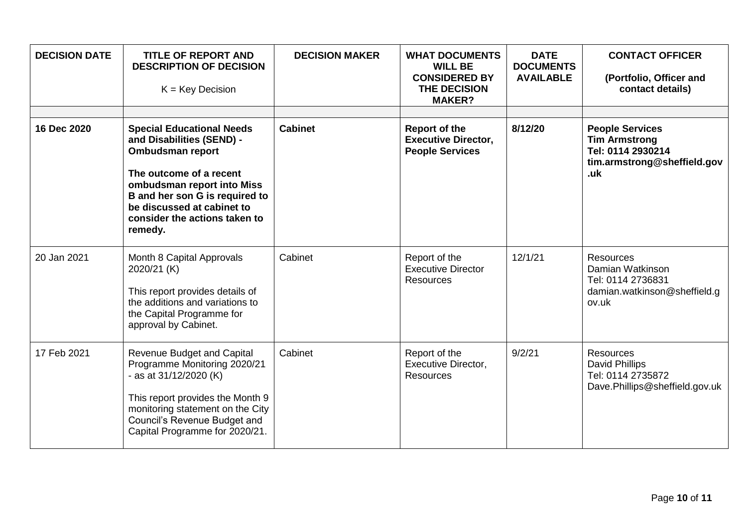| DECISION DATE | TITLE OF REPORT AND DESCRIPTION OF DECISION<br><br>K = Key Decision | DECISION MAKER | WHAT DOCUMENTS WILL BE CONSIDERED BY THE DECISION MAKER? | DATE DOCUMENTS AVAILABLE | CONTACT OFFICER<br><br>(Portfolio, Officer and contact details) |
|---|---|---|---|---|---|
| | | | | | |
| **16 Dec 2020** | **Special Educational Needs and Disabilities (SEND) - Ombudsman report**<br><br>**The outcome of a recent ombudsman report into Miss B and her son G is required to be discussed at cabinet to consider the actions taken to remedy.** | **Cabinet** | **Report of the Executive Director, People Services** | **8/12/20** | **People Services**<br>**Tim Armstrong**<br>**Tel: 0114 2930214**<br>**tim.armstrong@sheffield.gov.uk** |
| 20 Jan 2021 | Month 8 Capital Approvals 2020/21 (K)<br><br>This report provides details of the additions and variations to the Capital Programme for approval by Cabinet. | Cabinet | Report of the Executive Director Resources | 12/1/21 | Resources<br>Damian Watkinson<br>Tel: 0114 2736831<br>damian.watkinson@sheffield.gov.uk |
| 17 Feb 2021 | Revenue Budget and Capital Programme Monitoring 2020/21 - as at 31/12/2020 (K)<br><br>This report provides the Month 9 monitoring statement on the City Council's Revenue Budget and Capital Programme for 2020/21. | Cabinet | Report of the Executive Director, Resources | 9/2/21 | Resources<br>David Phillips<br>Tel: 0114 2735872<br>Dave.Phillips@sheffield.gov.uk |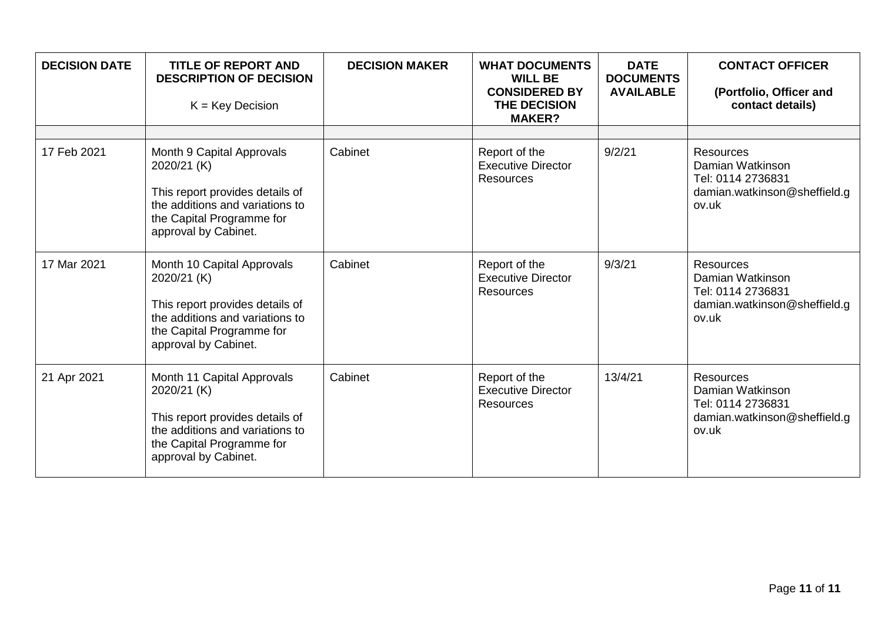| DECISION DATE | TITLE OF REPORT AND DESCRIPTION OF DECISION<br><br>K = Key Decision | DECISION MAKER | WHAT DOCUMENTS WILL BE CONSIDERED BY THE DECISION MAKER? | DATE DOCUMENTS AVAILABLE | CONTACT OFFICER<br><br>(Portfolio, Officer and contact details) |
|---|---|---|---|---|---|
| | | | | | |
| 17 Feb 2021 | Month 9 Capital Approvals 2020/21 (K)<br><br>This report provides details of the additions and variations to the Capital Programme for approval by Cabinet. | Cabinet | Report of the Executive Director Resources | 9/2/21 | Resources<br>Damian Watkinson<br>Tel: 0114 2736831<br>damian.watkinson@sheffield.gov.uk |
| 17 Mar 2021 | Month 10 Capital Approvals 2020/21 (K)<br><br>This report provides details of the additions and variations to the Capital Programme for approval by Cabinet. | Cabinet | Report of the Executive Director Resources | 9/3/21 | Resources<br>Damian Watkinson<br>Tel: 0114 2736831<br>damian.watkinson@sheffield.gov.uk |
| 21 Apr 2021 | Month 11 Capital Approvals 2020/21 (K)<br><br>This report provides details of the additions and variations to the Capital Programme for approval by Cabinet. | Cabinet | Report of the Executive Director Resources | 13/4/21 | Resources<br>Damian Watkinson<br>Tel: 0114 2736831<br>damian.watkinson@sheffield.gov.uk |